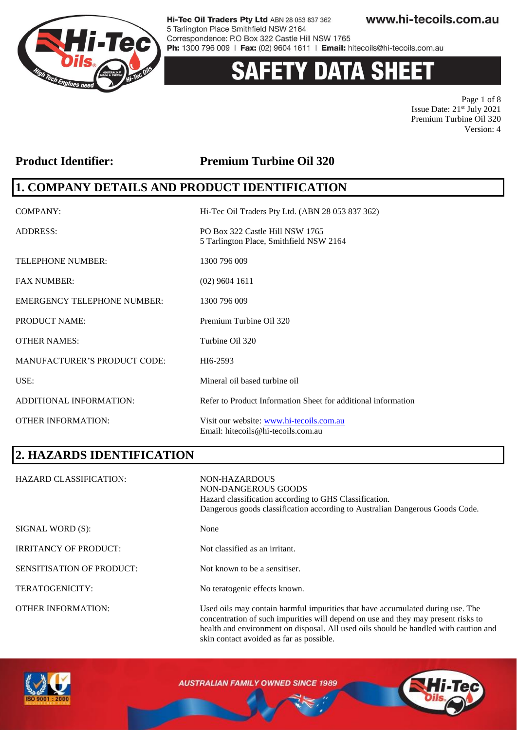# SAFETY DATA SHEET

**Product Identifier:** **Premium Turbine Oil 320**

## 1. COMPANY DETAILS AND PRODUCT IDENTIFICATION

| | |
|---|---|
| COMPANY: | Hi-Tec Oil Traders Pty Ltd. (ABN 28 053 837 362) |
| ADDRESS: | PO Box 322 Castle Hill NSW 1765<br>5 Tarlington Place, Smithfield NSW 2164 |
| TELEPHONE NUMBER: | 1300 796 009 |
| FAX NUMBER: | (02) 9604 1611 |
| EMERGENCY TELEPHONE NUMBER: | 1300 796 009 |
| PRODUCT NAME: | Premium Turbine Oil 320 |
| OTHER NAMES: | Turbine Oil 320 |
| MANUFACTURER'S PRODUCT CODE: | HI6-2593 |
| USE: | Mineral oil based turbine oil |
| ADDITIONAL INFORMATION: | Refer to Product Information Sheet for additional information |
| OTHER INFORMATION: | Visit our website: www.hi-tecoils.com.au<br>Email: hitecoils@hi-tecoils.com.au |

## 2. HAZARDS IDENTIFICATION

| | |
|---|---|
| HAZARD CLASSIFICATION: | NON-HAZARDOUS<br>NON-DANGEROUS GOODS<br>Hazard classification according to GHS Classification.<br>Dangerous goods classification according to Australian Dangerous Goods Code. |
| SIGNAL WORD (S): | None |
| IRRITANCY OF PRODUCT: | Not classified as an irritant. |
| SENSITISATION OF PRODUCT: | Not known to be a sensitiser. |
| TERATOGENICITY: | No teratogenic effects known. |
| OTHER INFORMATION: | Used oils may contain harmful impurities that have accumulated during use. The concentration of such impurities will depend on use and they may present risks to health and environment on disposal. All used oils should be handled with caution and skin contact avoided as far as possible. |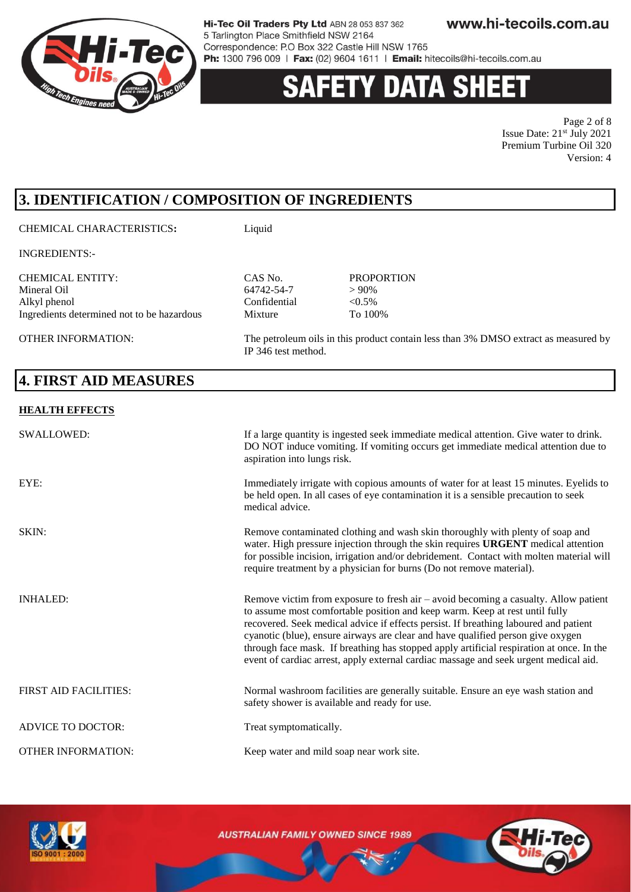## 3. IDENTIFICATION / COMPOSITION OF INGREDIENTS

CHEMICAL CHARACTERISTICS**:** Liquid

INGREDIENTS:-

| CHEMICAL ENTITY: | CAS No. | PROPORTION |
|---|---|---|
| Mineral Oil | 64742-54-7 | > 90% |
| Alkyl phenol | Confidential | <0.5% |
| Ingredients determined not to be hazardous | Mixture | To 100% |

OTHER INFORMATION: The petroleum oils in this product contain less than 3% DMSO extract as measured by IP 346 test method.

## 4. FIRST AID MEASURES

**HEALTH EFFECTS**

SWALLOWED: If a large quantity is ingested seek immediate medical attention. Give water to drink. DO NOT induce vomiting. If vomiting occurs get immediate medical attention due to aspiration into lungs risk.

EYE: Immediately irrigate with copious amounts of water for at least 15 minutes. Eyelids to be held open. In all cases of eye contamination it is a sensible precaution to seek medical advice.

SKIN: Remove contaminated clothing and wash skin thoroughly with plenty of soap and water. High pressure injection through the skin requires **URGENT** medical attention for possible incision, irrigation and/or debridement. Contact with molten material will require treatment by a physician for burns (Do not remove material).

INHALED: Remove victim from exposure to fresh air – avoid becoming a casualty. Allow patient to assume most comfortable position and keep warm. Keep at rest until fully recovered. Seek medical advice if effects persist. If breathing laboured and patient cyanotic (blue), ensure airways are clear and have qualified person give oxygen through face mask. If breathing has stopped apply artificial respiration at once. In the event of cardiac arrest, apply external cardiac massage and seek urgent medical aid.

FIRST AID FACILITIES: Normal washroom facilities are generally suitable. Ensure an eye wash station and safety shower is available and ready for use.

ADVICE TO DOCTOR: Treat symptomatically.

OTHER INFORMATION: Keep water and mild soap near work site.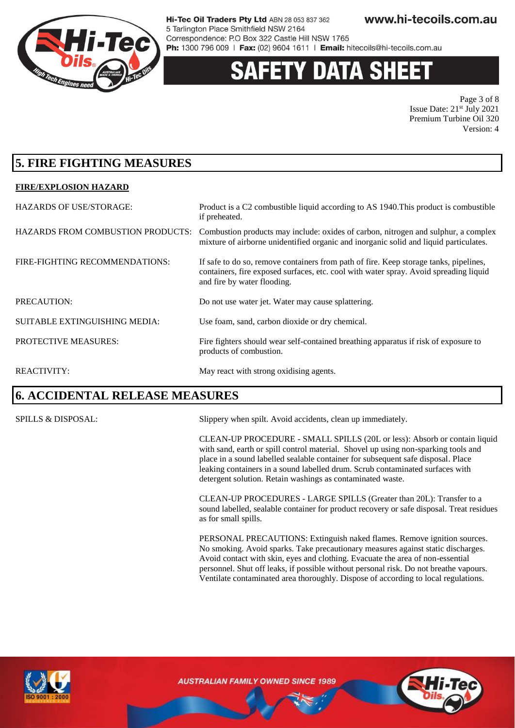## 5. FIRE FIGHTING MEASURES

### FIRE/EXPLOSION HAZARD

| | |
|---|---|
| HAZARDS OF USE/STORAGE: | Product is a C2 combustible liquid according to AS 1940.This product is combustible if preheated. |
| HAZARDS FROM COMBUSTION PRODUCTS: | Combustion products may include: oxides of carbon, nitrogen and sulphur, a complex mixture of airborne unidentified organic and inorganic solid and liquid particulates. |
| FIRE-FIGHTING RECOMMENDATIONS: | If safe to do so, remove containers from path of fire. Keep storage tanks, pipelines, containers, fire exposed surfaces, etc. cool with water spray. Avoid spreading liquid and fire by water flooding. |
| PRECAUTION: | Do not use water jet. Water may cause splattering. |
| SUITABLE EXTINGUISHING MEDIA: | Use foam, sand, carbon dioxide or dry chemical. |
| PROTECTIVE MEASURES: | Fire fighters should wear self-contained breathing apparatus if risk of exposure to products of combustion. |
| REACTIVITY: | May react with strong oxidising agents. |

## 6. ACCIDENTAL RELEASE MEASURES

SPILLS & DISPOSAL:

Slippery when spilt. Avoid accidents, clean up immediately.

CLEAN-UP PROCEDURE - SMALL SPILLS (20L or less): Absorb or contain liquid with sand, earth or spill control material. Shovel up using non-sparking tools and place in a sound labelled sealable container for subsequent safe disposal. Place leaking containers in a sound labelled drum. Scrub contaminated surfaces with detergent solution. Retain washings as contaminated waste.

CLEAN-UP PROCEDURES - LARGE SPILLS (Greater than 20L): Transfer to a sound labelled, sealable container for product recovery or safe disposal. Treat residues as for small spills.

PERSONAL PRECAUTIONS: Extinguish naked flames. Remove ignition sources. No smoking. Avoid sparks. Take precautionary measures against static discharges. Avoid contact with skin, eyes and clothing. Evacuate the area of non-essential personnel. Shut off leaks, if possible without personal risk. Do not breathe vapours. Ventilate contaminated area thoroughly. Dispose of according to local regulations.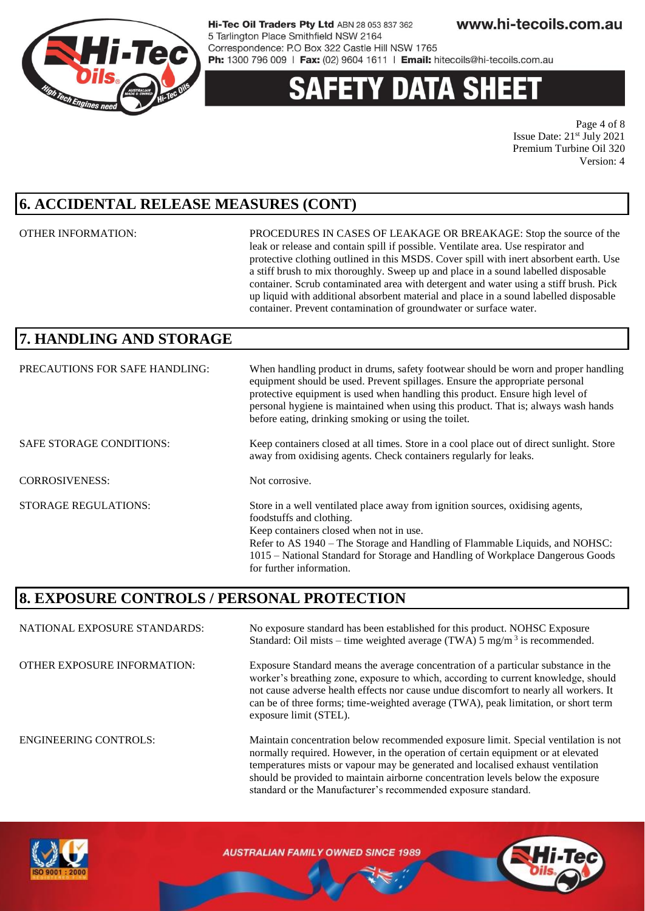## 6. ACCIDENTAL RELEASE MEASURES (CONT)

OTHER INFORMATION: PROCEDURES IN CASES OF LEAKAGE OR BREAKAGE: Stop the source of the leak or release and contain spill if possible. Ventilate area. Use respirator and protective clothing outlined in this MSDS. Cover spill with inert absorbent earth. Use a stiff brush to mix thoroughly. Sweep up and place in a sound labelled disposable container. Scrub contaminated area with detergent and water using a stiff brush. Pick up liquid with additional absorbent material and place in a sound labelled disposable container. Prevent contamination of groundwater or surface water.

## 7. HANDLING AND STORAGE

PRECAUTIONS FOR SAFE HANDLING: When handling product in drums, safety footwear should be worn and proper handling equipment should be used. Prevent spillages. Ensure the appropriate personal protective equipment is used when handling this product. Ensure high level of personal hygiene is maintained when using this product. That is; always wash hands before eating, drinking smoking or using the toilet.

SAFE STORAGE CONDITIONS: Keep containers closed at all times. Store in a cool place out of direct sunlight. Store away from oxidising agents. Check containers regularly for leaks.

CORROSIVENESS: Not corrosive.

STORAGE REGULATIONS: Store in a well ventilated place away from ignition sources, oxidising agents, foodstuffs and clothing.
Keep containers closed when not in use.
Refer to AS 1940 – The Storage and Handling of Flammable Liquids, and NOHSC: 1015 – National Standard for Storage and Handling of Workplace Dangerous Goods for further information.

## 8. EXPOSURE CONTROLS / PERSONAL PROTECTION

NATIONAL EXPOSURE STANDARDS: No exposure standard has been established for this product. NOHSC Exposure Standard: Oil mists – time weighted average (TWA) 5 $mg/m^3$ is recommended.

OTHER EXPOSURE INFORMATION: Exposure Standard means the average concentration of a particular substance in the worker's breathing zone, exposure to which, according to current knowledge, should not cause adverse health effects nor cause undue discomfort to nearly all workers. It can be of three forms; time-weighted average (TWA), peak limitation, or short term exposure limit (STEL).

ENGINEERING CONTROLS: Maintain concentration below recommended exposure limit. Special ventilation is not normally required. However, in the operation of certain equipment or at elevated temperatures mists or vapour may be generated and localised exhaust ventilation should be provided to maintain airborne concentration levels below the exposure standard or the Manufacturer's recommended exposure standard.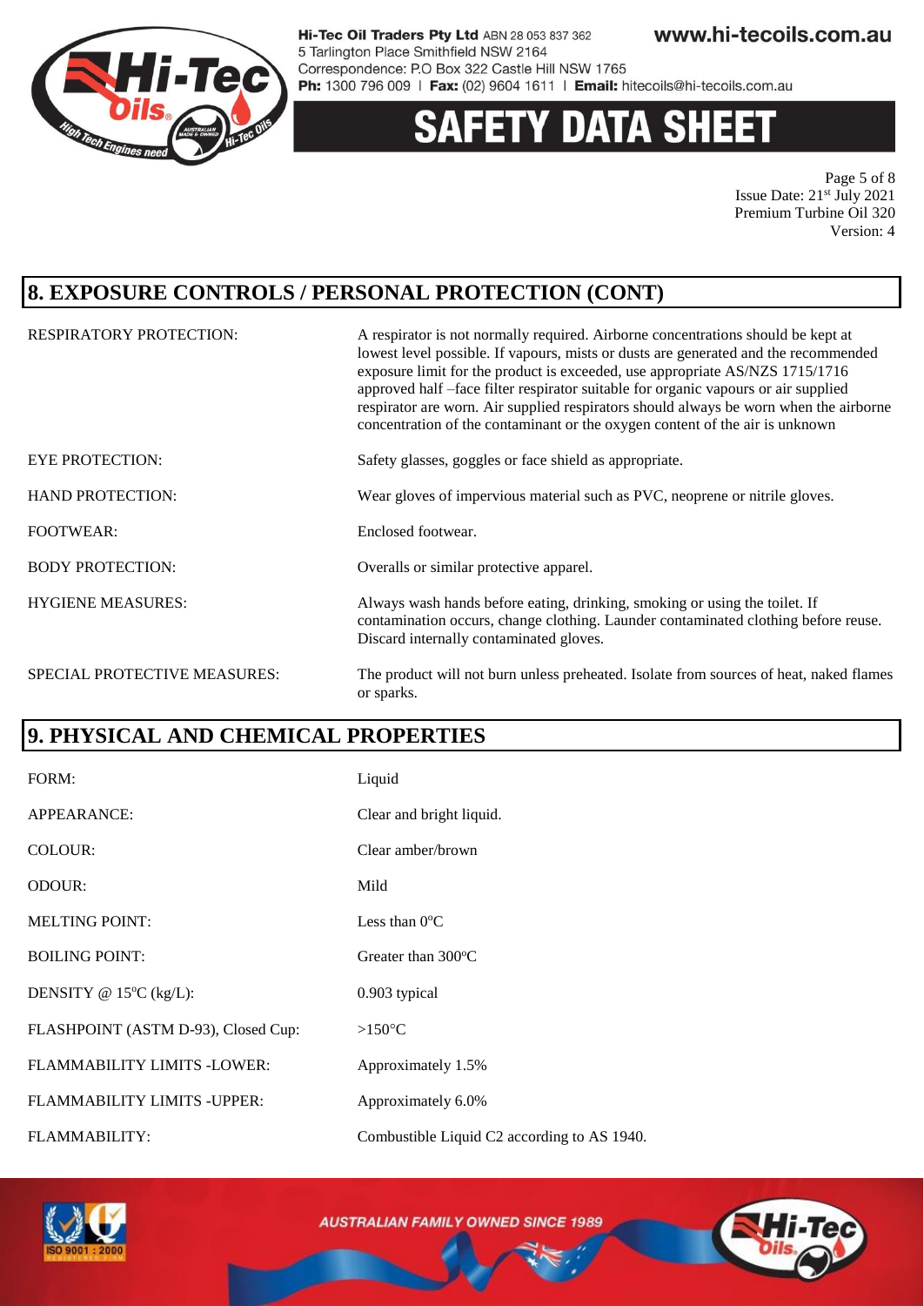## 8. EXPOSURE CONTROLS / PERSONAL PROTECTION (CONT)

| | |
|---|---|
| RESPIRATORY PROTECTION: | A respirator is not normally required. Airborne concentrations should be kept at lowest level possible. If vapours, mists or dusts are generated and the recommended exposure limit for the product is exceeded, use appropriate AS/NZS 1715/1716 approved half –face filter respirator suitable for organic vapours or air supplied respirator are worn. Air supplied respirators should always be worn when the airborne concentration of the contaminant or the oxygen content of the air is unknown |
| EYE PROTECTION: | Safety glasses, goggles or face shield as appropriate. |
| HAND PROTECTION: | Wear gloves of impervious material such as PVC, neoprene or nitrile gloves. |
| FOOTWEAR: | Enclosed footwear. |
| BODY PROTECTION: | Overalls or similar protective apparel. |
| HYGIENE MEASURES: | Always wash hands before eating, drinking, smoking or using the toilet. If contamination occurs, change clothing. Launder contaminated clothing before reuse. Discard internally contaminated gloves. |
| SPECIAL PROTECTIVE MEASURES: | The product will not burn unless preheated. Isolate from sources of heat, naked flames or sparks. |

## 9. PHYSICAL AND CHEMICAL PROPERTIES

| | |
|---|---|
| FORM: | Liquid |
| APPEARANCE: | Clear and bright liquid. |
| COLOUR: | Clear amber/brown |
| ODOUR: | Mild |
| MELTING POINT: | Less than 0°C |
| BOILING POINT: | Greater than 300°C |
| DENSITY @ 15°C (kg/L): | 0.903 typical |
| FLASHPOINT (ASTM D-93), Closed Cup: | >150°C |
| FLAMMABILITY LIMITS -LOWER: | Approximately 1.5% |
| FLAMMABILITY LIMITS -UPPER: | Approximately 6.0% |
| FLAMMABILITY: | Combustible Liquid C2 according to AS 1940. |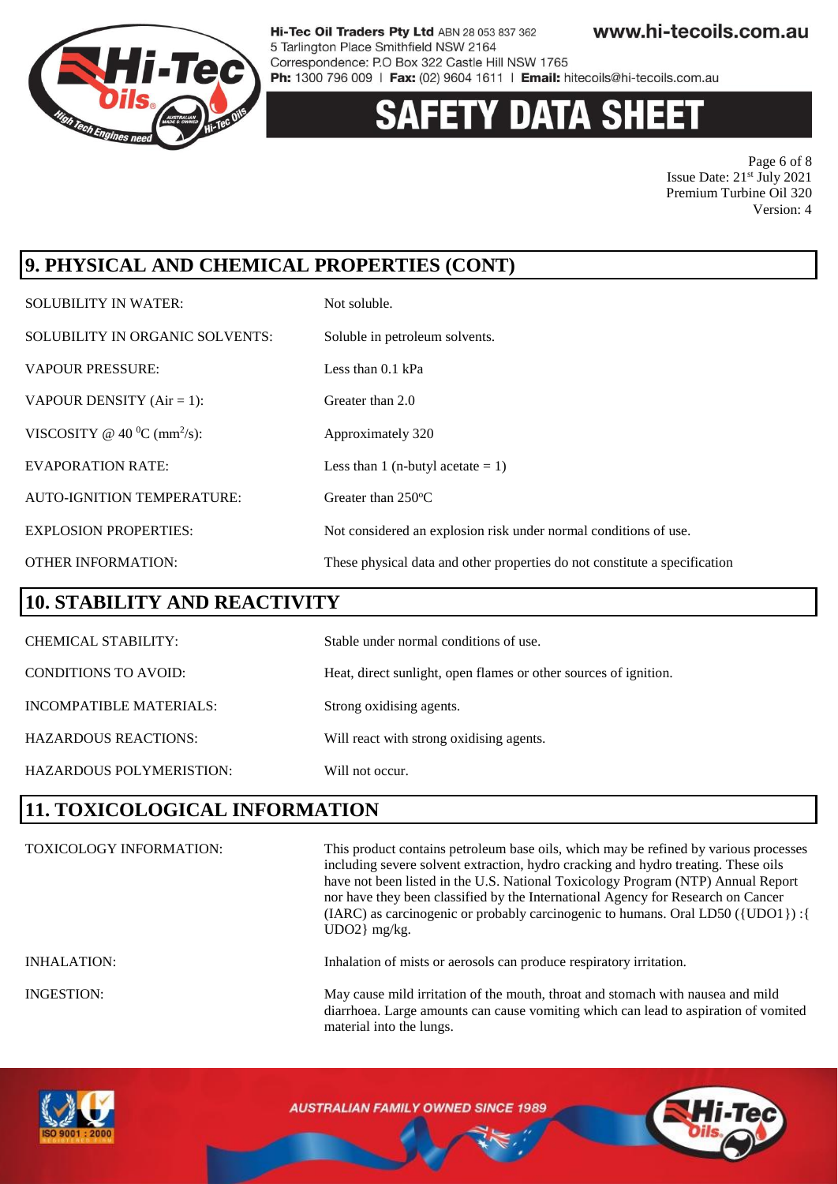## 9. PHYSICAL AND CHEMICAL PROPERTIES (CONT)

| | |
|---|---|
| SOLUBILITY IN WATER: | Not soluble. |
| SOLUBILITY IN ORGANIC SOLVENTS: | Soluble in petroleum solvents. |
| VAPOUR PRESSURE: | Less than 0.1 kPa |
| VAPOUR DENSITY (Air = 1): | Greater than 2.0 |
| VISCOSITY @ 40 $^0$C (mm$^2$/s): | Approximately 320 |
| EVAPORATION RATE: | Less than 1 (n-butyl acetate = 1) |
| AUTO-IGNITION TEMPERATURE: | Greater than 250°C |
| EXPLOSION PROPERTIES: | Not considered an explosion risk under normal conditions of use. |
| OTHER INFORMATION: | These physical data and other properties do not constitute a specification |

## 10. STABILITY AND REACTIVITY

| | |
|---|---|
| CHEMICAL STABILITY: | Stable under normal conditions of use. |
| CONDITIONS TO AVOID: | Heat, direct sunlight, open flames or other sources of ignition. |
| INCOMPATIBLE MATERIALS: | Strong oxidising agents. |
| HAZARDOUS REACTIONS: | Will react with strong oxidising agents. |
| HAZARDOUS POLYMERISTION: | Will not occur. |

## 11. TOXICOLOGICAL INFORMATION

| | |
|---|---|
| TOXICOLOGY INFORMATION: | This product contains petroleum base oils, which may be refined by various processes including severe solvent extraction, hydro cracking and hydro treating. These oils have not been listed in the U.S. National Toxicology Program (NTP) Annual Report nor have they been classified by the International Agency for Research on Cancer (IARC) as carcinogenic or probably carcinogenic to humans. Oral LD50 ({UDO1}) :{ UDO2} mg/kg. |
| INHALATION: | Inhalation of mists or aerosols can produce respiratory irritation. |
| INGESTION: | May cause mild irritation of the mouth, throat and stomach with nausea and mild diarrhoea. Large amounts can cause vomiting which can lead to aspiration of vomited material into the lungs. |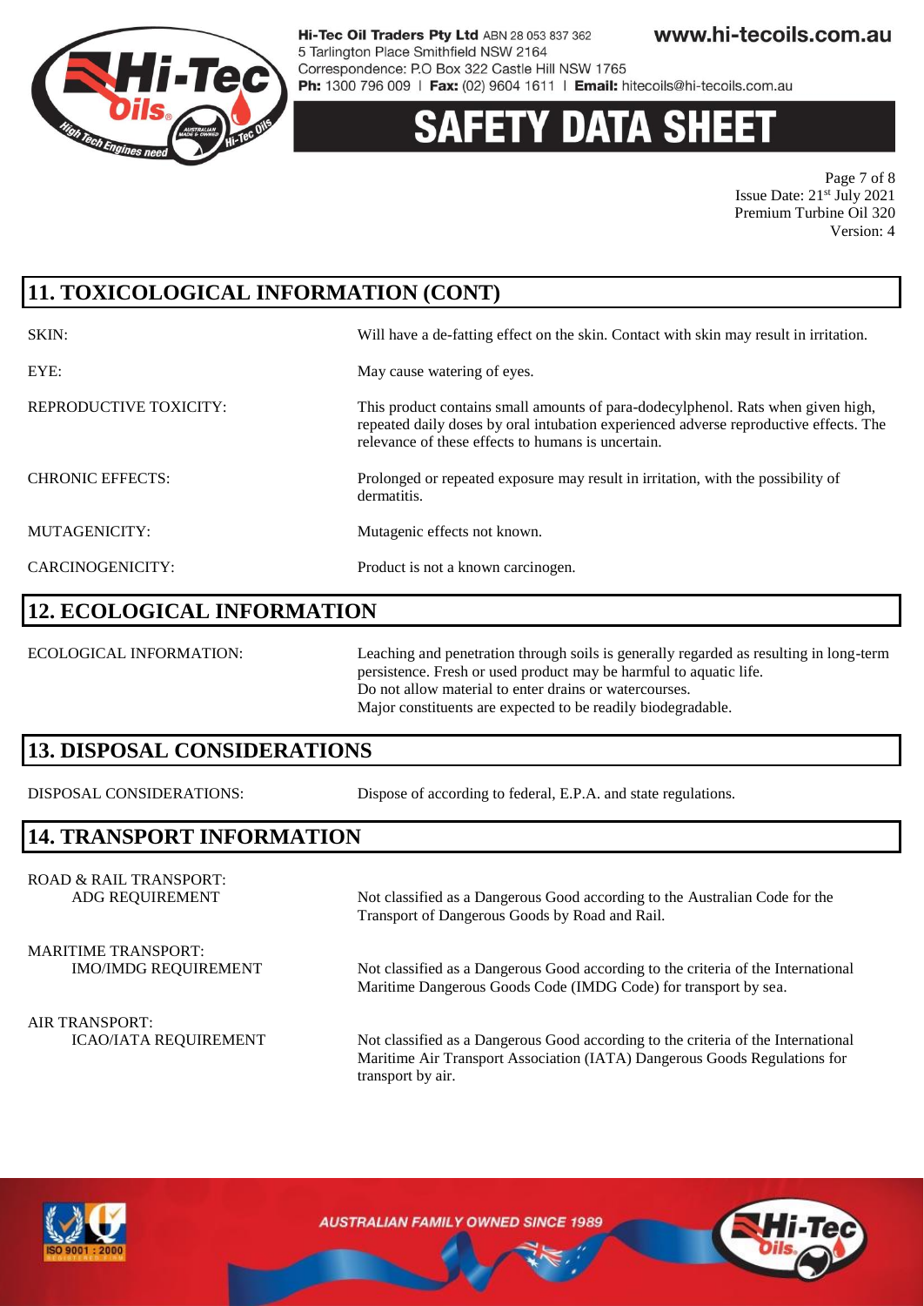## 11. TOXICOLOGICAL INFORMATION (CONT)

| | |
|---|---|
| SKIN: | Will have a de-fatting effect on the skin. Contact with skin may result in irritation. |
| EYE: | May cause watering of eyes. |
| REPRODUCTIVE TOXICITY: | This product contains small amounts of para-dodecylphenol. Rats when given high, repeated daily doses by oral intubation experienced adverse reproductive effects. The relevance of these effects to humans is uncertain. |
| CHRONIC EFFECTS: | Prolonged or repeated exposure may result in irritation, with the possibility of dermatitis. |
| MUTAGENICITY: | Mutagenic effects not known. |
| CARCINOGENICITY: | Product is not a known carcinogen. |

## 12. ECOLOGICAL INFORMATION

ECOLOGICAL INFORMATION: Leaching and penetration through soils is generally regarded as resulting in long-term persistence. Fresh or used product may be harmful to aquatic life.
Do not allow material to enter drains or watercourses.
Major constituents are expected to be readily biodegradable.

## 13. DISPOSAL CONSIDERATIONS

DISPOSAL CONSIDERATIONS: Dispose of according to federal, E.P.A. and state regulations.

## 14. TRANSPORT INFORMATION

ROAD & RAIL TRANSPORT:
ADG REQUIREMENT — Not classified as a Dangerous Good according to the Australian Code for the Transport of Dangerous Goods by Road and Rail.

MARITIME TRANSPORT:
IMO/IMDG REQUIREMENT — Not classified as a Dangerous Good according to the criteria of the International Maritime Dangerous Goods Code (IMDG Code) for transport by sea.

AIR TRANSPORT:
ICAO/IATA REQUIREMENT — Not classified as a Dangerous Good according to the criteria of the International Maritime Air Transport Association (IATA) Dangerous Goods Regulations for transport by air.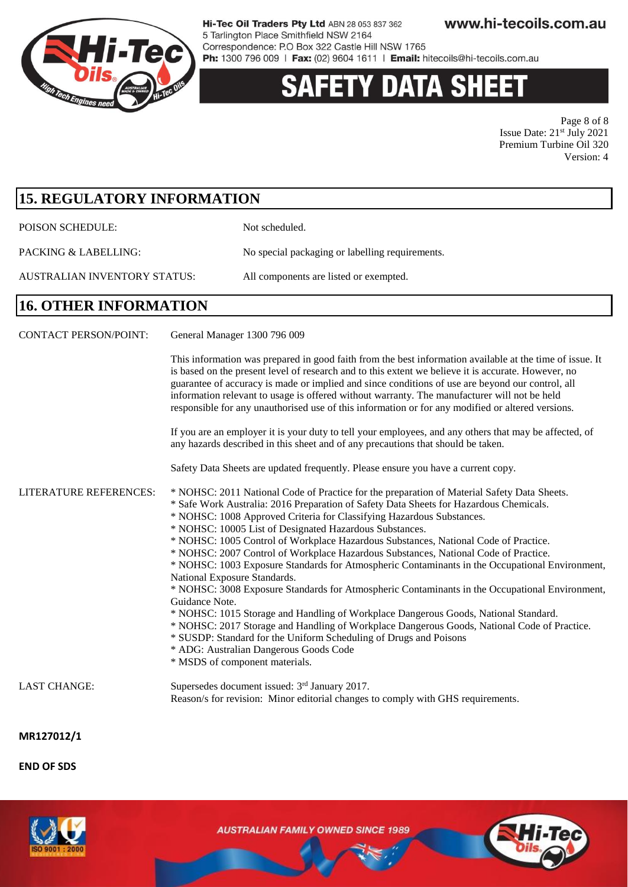## 15. REGULATORY INFORMATION

| | |
|---|---|
| POISON SCHEDULE: | Not scheduled. |
| PACKING & LABELLING: | No special packaging or labelling requirements. |
| AUSTRALIAN INVENTORY STATUS: | All components are listed or exempted. |

## 16. OTHER INFORMATION

CONTACT PERSON/POINT: General Manager 1300 796 009

This information was prepared in good faith from the best information available at the time of issue. It is based on the present level of research and to this extent we believe it is accurate. However, no guarantee of accuracy is made or implied and since conditions of use are beyond our control, all information relevant to usage is offered without warranty. The manufacturer will not be held responsible for any unauthorised use of this information or for any modified or altered versions.

If you are an employer it is your duty to tell your employees, and any others that may be affected, of any hazards described in this sheet and of any precautions that should be taken.

Safety Data Sheets are updated frequently. Please ensure you have a current copy.

LITERATURE REFERENCES:

* NOHSC: 2011 National Code of Practice for the preparation of Material Safety Data Sheets.
* Safe Work Australia: 2016 Preparation of Safety Data Sheets for Hazardous Chemicals.
* NOHSC: 1008 Approved Criteria for Classifying Hazardous Substances.
* NOHSC: 10005 List of Designated Hazardous Substances.
* NOHSC: 1005 Control of Workplace Hazardous Substances, National Code of Practice.
* NOHSC: 2007 Control of Workplace Hazardous Substances, National Code of Practice.
* NOHSC: 1003 Exposure Standards for Atmospheric Contaminants in the Occupational Environment, National Exposure Standards.
* NOHSC: 3008 Exposure Standards for Atmospheric Contaminants in the Occupational Environment, Guidance Note.
* NOHSC: 1015 Storage and Handling of Workplace Dangerous Goods, National Standard.
* NOHSC: 2017 Storage and Handling of Workplace Dangerous Goods, National Code of Practice.
* SUSDP: Standard for the Uniform Scheduling of Drugs and Poisons
* ADG: Australian Dangerous Goods Code
* MSDS of component materials.

LAST CHANGE: Supersedes document issued: 3rd January 2017.
Reason/s for revision: Minor editorial changes to comply with GHS requirements.

**MR127012/1**

**END OF SDS**